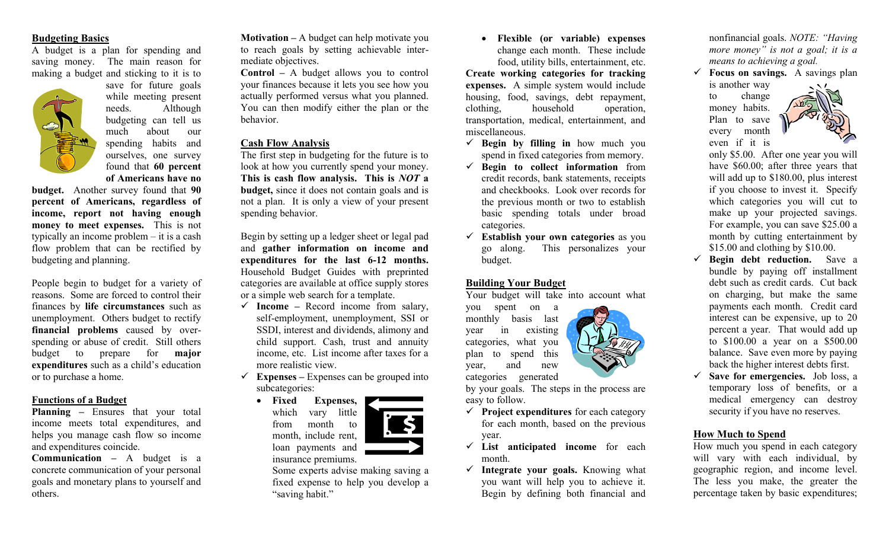## Budgeting Basics

A budget is a plan for spending and saving money. The main reason for making a budget and sticking to it is to save for future goals while meeting present needs. Although budgeting can tell us much about our spending habits and ourselves, one survey found that **60 percent of Americans have no budget.** Another survey found that **90 percent of Americans, regardless of income, report not having enough money to meet expenses.** This is not typically an income problem – it is a cash flow problem that can be rectified by budgeting and planning.

People begin to budget for a variety of reasons. Some are forced to control their finances by **life circumstances** such as unemployment. Others budget to rectify **financial problems** caused by over-spending or abuse of credit. Still others budget to prepare for **major expenditures** such as a child's education or to purchase a home.

## Functions of a Budget

**Planning –** Ensures that your total income meets total expenditures, and helps you manage cash flow so income and expenditures coincide.

**Communication –** A budget is a concrete communication of your personal goals and monetary plans to yourself and others.

**Motivation –** A budget can help motivate you to reach goals by setting achievable inter-mediate objectives.

**Control –** A budget allows you to control your finances because it lets you see how you actually performed versus what you planned. You can then modify either the plan or the behavior.

## Cash Flow Analysis

The first step in budgeting for the future is to look at how you currently spend your money. **This is cash flow analysis. This is *NOT* a budget,** since it does not contain goals and is not a plan. It is only a view of your present spending behavior.

Begin by setting up a ledger sheet or legal pad and **gather information on income and expenditures for the last 6-12 months.** Household Budget Guides with preprinted categories are available at office supply stores or a simple web search for a template.

- ✓ **Income –** Record income from salary, self-employment, unemployment, SSI or SSDI, interest and dividends, alimony and child support. Cash, trust and annuity income, etc. List income after taxes for a more realistic view.
- ✓ **Expenses –** Expenses can be grouped into subcategories:
  - **Fixed Expenses,** which vary little from month to month, include rent, loan payments and insurance premiums. Some experts advise making saving a fixed expense to help you develop a "saving habit."
  - **Flexible (or variable) expenses** change each month. These include food, utility bills, entertainment, etc.

**Create working categories for tracking expenses.** A simple system would include housing, food, savings, debt repayment, clothing, household operation, transportation, medical, entertainment, and miscellaneous.

- ✓ **Begin by filling in** how much you spend in fixed categories from memory.
- ✓ **Begin to collect information** from credit records, bank statements, receipts and checkbooks. Look over records for the previous month or two to establish basic spending totals under broad categories.
- ✓ **Establish your own categories** as you go along. This personalizes your budget.

## Building Your Budget

Your budget will take into account what you spent on a monthly basis last year in existing categories, what you plan to spend this year, and new categories generated by your goals. The steps in the process are easy to follow.

- ✓ **Project expenditures** for each category for each month, based on the previous year.
- ✓ **List anticipated income** for each month.
- ✓ **Integrate your goals.** Knowing what you want will help you to achieve it. Begin by defining both financial and nonfinancial goals. *NOTE: "Having more money" is not a goal; it is a means to achieving a goal.*
- ✓ **Focus on savings.** A savings plan is another way to change money habits. Plan to save every month even if it is only $5.00. After one year you will have $60.00; after three years that will add up to $180.00, plus interest if you choose to invest it. Specify which categories you will cut to make up your projected savings. For example, you can save $25.00 a month by cutting entertainment by $15.00 and clothing by $10.00.
- ✓ **Begin debt reduction.** Save a bundle by paying off installment debt such as credit cards. Cut back on charging, but make the same payments each month. Credit card interest can be expensive, up to 20 percent a year. That would add up to $100.00 a year on a $500.00 balance. Save even more by paying back the higher interest debts first.
- ✓ **Save for emergencies.** Job loss, a temporary loss of benefits, or a medical emergency can destroy security if you have no reserves.

## How Much to Spend

How much you spend in each category will vary with each individual, by geographic region, and income level. The less you make, the greater the percentage taken by basic expenditures;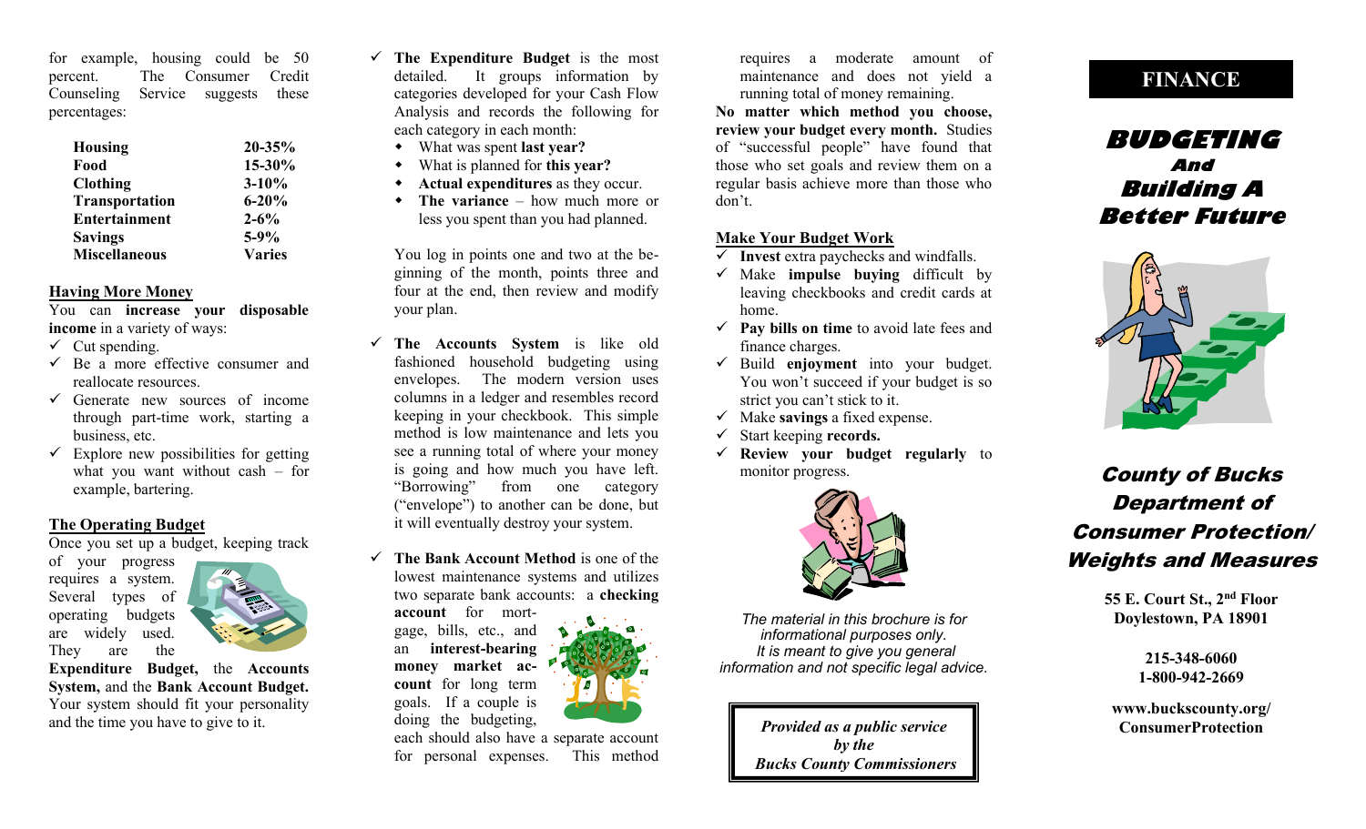for example, housing could be 50 percent. The Consumer Credit Counseling Service suggests these percentages:

| | |
|---|---|
| **Housing** | **20-35%** |
| **Food** | **15-30%** |
| **Clothing** | **3-10%** |
| **Transportation** | **6-20%** |
| **Entertainment** | **2-6%** |
| **Savings** | **5-9%** |
| **Miscellaneous** | **Varies** |

## Having More Money

You can **increase your disposable income** in a variety of ways:

- ✓ Cut spending.
- ✓ Be a more effective consumer and reallocate resources.
- ✓ Generate new sources of income through part-time work, starting a business, etc.
- ✓ Explore new possibilities for getting what you want without cash – for example, bartering.

## The Operating Budget

Once you set up a budget, keeping track of your progress requires a system. Several types of operating budgets are widely used. They are the **Expenditure Budget,** the **Accounts System,** and the **Bank Account Budget.** Your system should fit your personality and the time you have to give to it.

- ✓ **The Expenditure Budget** is the most detailed. It groups information by categories developed for your Cash Flow Analysis and records the following for each category in each month:
  - What was spent **last year?**
  - What is planned for **this year?**
  - **Actual expenditures** as they occur.
  - **The variance** – how much more or less you spent than you had planned.

  You log in points one and two at the beginning of the month, points three and four at the end, then review and modify your plan.

- ✓ **The Accounts System** is like old fashioned household budgeting using envelopes. The modern version uses columns in a ledger and resembles record keeping in your checkbook. This simple method is low maintenance and lets you see a running total of where your money is going and how much you have left. "Borrowing" from one category ("envelope") to another can be done, but it will eventually destroy your system.

- ✓ **The Bank Account Method** is one of the lowest maintenance systems and utilizes two separate bank accounts: a **checking account** for mortgage, bills, etc., and an **interest-bearing money market account** for long term goals. If a couple is doing the budgeting, each should also have a separate account for personal expenses. This method requires a moderate amount of maintenance and does not yield a running total of money remaining.

**No matter which method you choose, review your budget every month.** Studies of "successful people" have found that those who set goals and review them on a regular basis achieve more than those who don't.

## Make Your Budget Work

- ✓ **Invest** extra paychecks and windfalls.
- ✓ Make **impulse buying** difficult by leaving checkbooks and credit cards at home.
- ✓ **Pay bills on time** to avoid late fees and finance charges.
- ✓ Build **enjoyment** into your budget. You won't succeed if your budget is so strict you can't stick to it.
- ✓ Make **savings** a fixed expense.
- ✓ Start keeping **records.**
- ✓ **Review your budget regularly** to monitor progress.

*The material in this brochure is for informational purposes only. It is meant to give you general information and not specific legal advice.*

***Provided as a public service by the Bucks County Commissioners***

# FINANCE

# *BUDGETING And Building A Better Future*

## *County of Bucks Department of Consumer Protection/ Weights and Measures*

**55 E. Court St., 2nd Floor**
**Doylestown, PA 18901**

**215-348-6060**
**1-800-942-2669**

**www.buckscounty.org/ConsumerProtection**